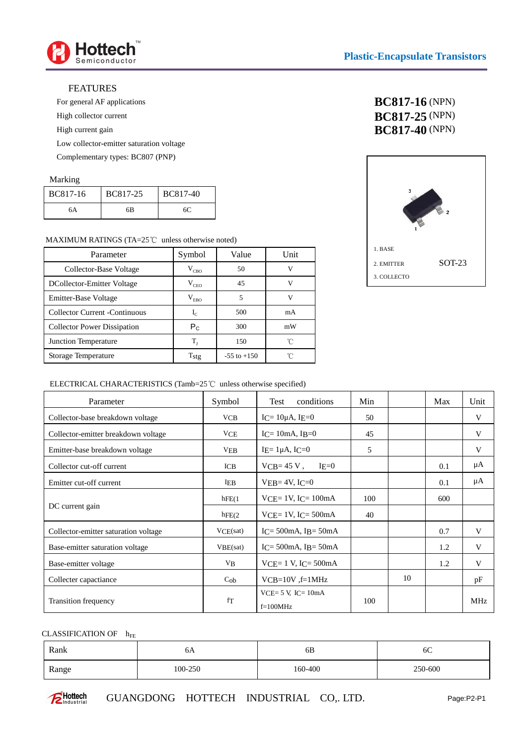Plastic-Encapsulate Transistors

## FEATURES

For general AF applications

High collector current

High current gain

Low collector-emitter saturation voltage

Complementary types: BC807 (PNP)

**BC817-16** (NPN)
**BC817-25** (NPN)
**BC817-40** (NPN)

1. BASE
2. EMITTER
3. COLLECTO

SOT-23

### Marking

| BC817-16 | BC817-25 | BC817-40 |
|---|---|---|
| 6A | 6B | 6C |

### MAXIMUM RATINGS (TA=25℃ unless otherwise noted)

| Parameter | Symbol | Value | Unit |
|---|---|---|---|
| Collector-Base Voltage | $V_{CBO}$ | 50 | V |
| DCollector-Emitter Voltage | $V_{CEO}$ | 45 | V |
| Emitter-Base Voltage | $V_{EBO}$ | 5 | V |
| Collector Current -Continuous | $I_C$ | 500 | mA |
| Collector Power Dissipation | $P_C$ | 300 | mW |
| Junction Temperature | $T_J$ | 150 | ℃ |
| Storage Temperature | Tstg | -55 to +150 | ℃ |

### ELECTRICAL CHARACTERISTICS (Tamb=25℃ unless otherwise specified)

| Parameter | Symbol | Test conditions | Min | | Max | Unit |
|---|---|---|---|---|---|---|
| Collector-base breakdown voltage | VCB | $I_C$= 10μA, $I_E$=0 | 50 | | | V |
| Collector-emitter breakdown voltage | VCE | $I_C$= 10mA, $I_B$=0 | 45 | | | V |
| Emitter-base breakdown voltage | VEB | $I_E$= 1μA, $I_C$=0 | 5 | | | V |
| Collector cut-off current | ICB | $V_{CB}$= 45 V , $I_E$=0 | | | 0.1 | μA |
| Emitter cut-off current | IEB | $V_{EB}$= 4V, $I_C$=0 | | | 0.1 | μA |
| DC current gain | hFE(1 | $V_{CE}$= 1V, $I_C$= 100mA | 100 | | 600 | |
| | hFE(2 | $V_{CE}$= 1V, $I_C$= 500mA | 40 | | | |
| Collector-emitter saturation voltage | VCE(sat) | $I_C$= 500mA, $I_B$= 50mA | | | 0.7 | V |
| Base-emitter saturation voltage | VBE(sat) | $I_C$= 500mA, $I_B$= 50mA | | | 1.2 | V |
| Base-emitter voltage | VB | $V_{CE}$= 1 V, $I_C$= 500mA | | | 1.2 | V |
| Collecter capactiance | Cob | VCB=10V ,f=1MHz | | 10 | | pF |
| Transition frequency | $f_T$ | VCE= 5 V, IC= 10mA f=100MHz | 100 | | | MHz |

### CLASSIFICATION OF $h_{FE}$

| Rank | 6A | 6B | 6C |
|---|---|---|---|
| Range | 100-250 | 160-400 | 250-600 |

GUANGDONG HOTTECH INDUSTRIAL CO,. LTD.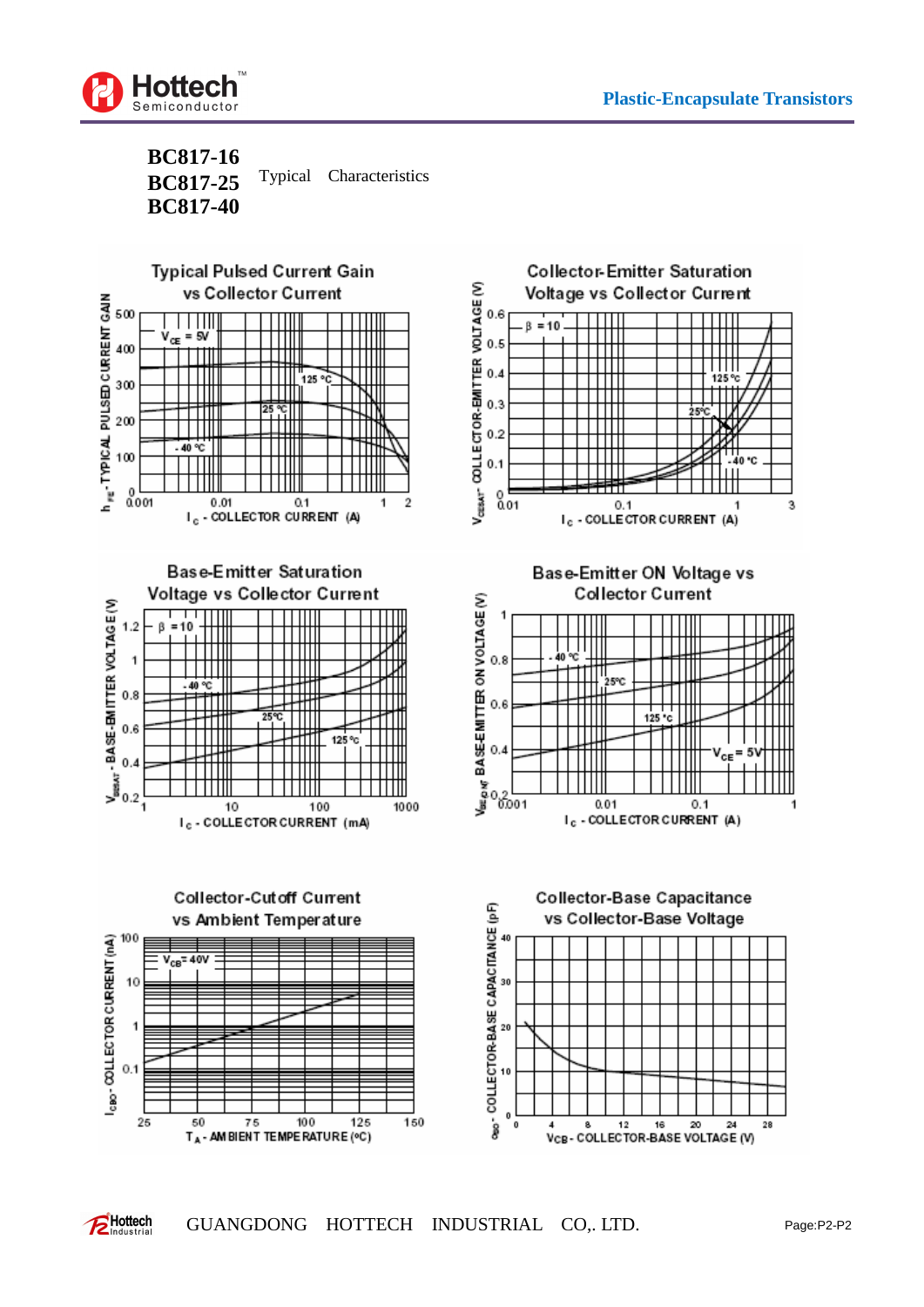**BC817-16**
**BC817-25**
**BC817-40**

Typical Characteristics

### Typical Pulsed Current Gain vs Collector Current

$h_{FE}$ - TYPICAL PULSED CURRENT GAIN

500
400
300
200
100
0

$V_{CE}$ = 5V

125 °C
25 °C
- 40 °C

0.001 0.01 0.1 1 2

$I_C$ - COLLECTOR CURRENT (A)

### Collector-Emitter Saturation Voltage vs Collector Current

$V_{CESAT}$ - COLLECTOR-EMITTER VOLTAGE (V)

0.6
0.5
0.4
0.3
0.2
0.1
0

β = 10

125 °C
25°C
- 40 °C

0.01 0.1 1 3

$I_C$ - COLLECTOR CURRENT (A)

### Base-Emitter Saturation Voltage vs Collector Current

$V_{BESAT}$ - BASE-EMITTER VOLTAGE (V)

1.2
1
0.8
0.6
0.4
0.2

β = 10

- 40 °C
25°C
125 °c

1 10 100 1000

$I_C$ - COLLECTOR CURRENT (mA)

### Base-Emitter ON Voltage vs Collector Current

$V_{BE(ON)}$ - BASE-EMITTER ON VOLTAGE (V)

1
0.8
0.6
0.4
0.2

- 40 °C
25°C
125 °c

$V_{CE}$ = 5V

0.001 0.01 0.1 1

$I_C$ - COLLECTOR CURRENT (A)

### Collector-Cutoff Current vs Ambient Temperature

$I_{CBO}$ - COLLECTOR CURRENT (nA)

100
10
1
0.1

$V_{CB}$ = 40V

25 50 75 100 125 150

$T_A$ - AMBIENT TEMPERATURE (°C)

### Collector-Base Capacitance vs Collector-Base Voltage

$C_{BO}$ - COLLECTOR-BASE CAPACITANCE (pF)

40
30
20
10
0

0 4 8 12 16 20 24 28

$V_{CB}$ - COLLECTOR-BASE VOLTAGE (V)

GUANGDONG HOTTECH INDUSTRIAL CO,. LTD.